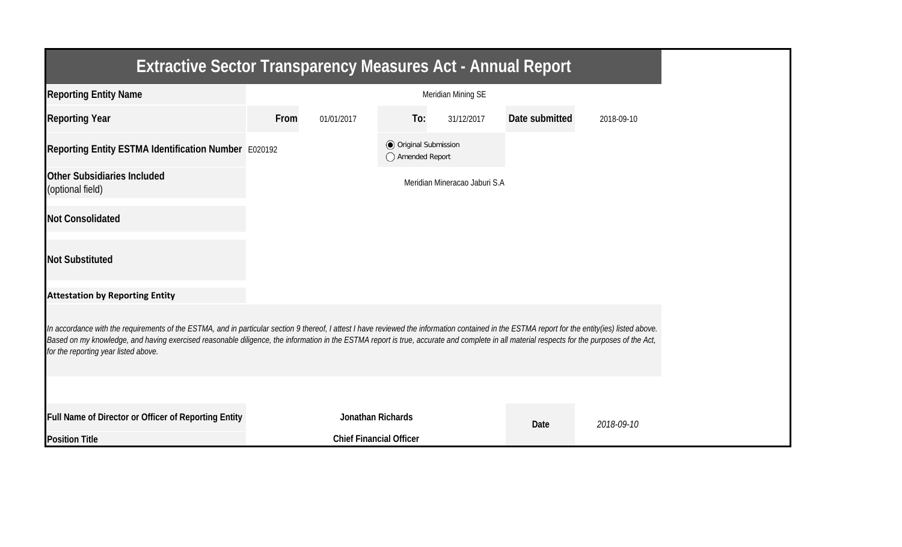# Extractive Sector Transparency Measures Act - Annual Report

| | | | | | | |
|---|---|---|---|---|---|---|
| **Reporting Entity Name** | Meridian Mining SE | | | | | |
| **Reporting Year** | **From** | 01/01/2017 | **To:** | 31/12/2017 | **Date submitted** | 2018-09-10 |
| **Reporting Entity ESTMA Identification Number** | E020192 | | ◉ Original Submission ◯ Amended Report | | | |
| **Other Subsidiaries Included** (optional field) | Meridian Mineracao Jaburi S.A | | | | | |
| **Not Consolidated** | | | | | | |
| **Not Substituted** | | | | | | |

**Attestation by Reporting Entity**

*In accordance with the requirements of the ESTMA, and in particular section 9 thereof, I attest I have reviewed the information contained in the ESTMA report for the entity(ies) listed above. Based on my knowledge, and having exercised reasonable diligence, the information in the ESTMA report is true, accurate and complete in all material respects for the purposes of the Act, for the reporting year listed above.*

| | | | |
|---|---|---|---|
| **Full Name of Director or Officer of Reporting Entity** | **Jonathan Richards** | **Date** | *2018-09-10* |
| **Position Title** | **Chief Financial Officer** | | |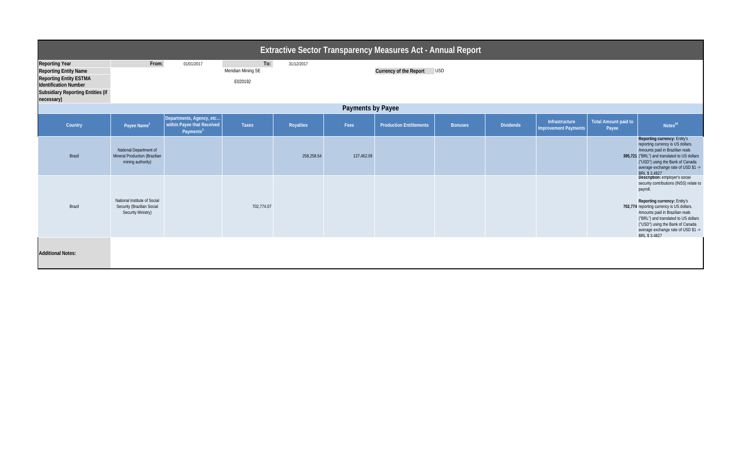# Extractive Sector Transparency Measures Act - Annual Report

| | | | | | | |
|---|---|---|---|---|---|---|
| **Reporting Year** | **From:** | 01/01/2017 | **To:** | 31/12/2017 | | |
| **Reporting Entity Name** | | | Meridian Mining SE | | **Currency of the Report** | USD |
| **Reporting Entity ESTMA Identification Number** | | | E020192 | | | |
| **Subsidiary Reporting Entities (if necessary)** | | | | | | |

## Payments by Payee

| Country | Payee Name[1] | Departments, Agency, etc… within Payee that Received Payments[2] | Taxes | Royalties | Fees | Production Entitlements | Bonuses | Dividends | Infrastructure Improvement Payments | Total Amount paid to Payee | Notes[34] |
|---|---|---|---|---|---|---|---|---|---|---|---|
| Brazil | National Department of Mineral Production (Brazilian mining authority) | | | 258,258.54 | 137,462.09 | | | | | 395,721 | **Reporting currency:** Entity's reporting currency is US dollars. Amounts paid in Brazilian reals ("BRL") and translated to US dollars ("USD") using the Bank of Canada average exchange rate of USD $1 -> BRL $ 3.4827 |
| Brazil | National Institute of Social Security (Brazilian Social Security Ministry) | | 702,774.07 | | | | | | | 702,774 | **Description:** employer's social security contributions (INSS) relate to payroll. **Reporting currency:** Entity's reporting currency is US dollars. Amounts paid in Brazilian reals ("BRL") and translated to US dollars ("USD") using the Bank of Canada average exchange rate of USD $1 -> BRL $ 3.4827 |

**Additional Notes:**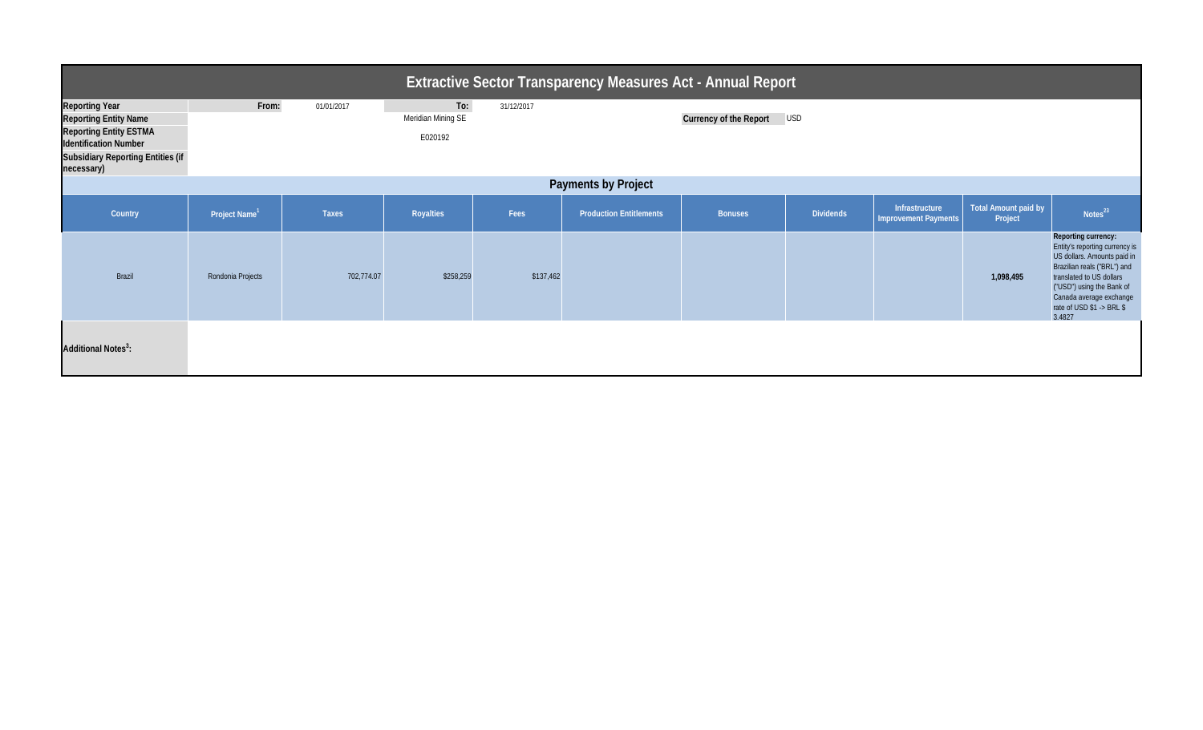# Extractive Sector Transparency Measures Act - Annual Report

| | | | | | |
|---|---|---|---|---|---|
| **Reporting Year** | **From:** | 01/01/2017 | **To:** | 31/12/2017 | |
| **Reporting Entity Name** | | | Meridian Mining SE | **Currency of the Report** | USD |
| **Reporting Entity ESTMA Identification Number** | | | E020192 | | |
| **Subsidiary Reporting Entities (if necessary)** | | | | | |

## Payments by Project

| Country | Project Name[1] | Taxes | Royalties | Fees | Production Entitlements | Bonuses | Dividends | Infrastructure Improvement Payments | Total Amount paid by Project | Notes[23] |
|---|---|---|---|---|---|---|---|---|---|---|
| Brazil | Rondonia Projects | 702,774.07 | $258,259 | $137,462 | | | | | **1,098,495** | **Reporting currency:** Entity's reporting currency is US dollars. Amounts paid in Brazilian reals ("BRL") and translated to US dollars ("USD") using the Bank of Canada average exchange rate of USD $1 -> BRL $ 3.4827 |

**Additional Notes[3]:**